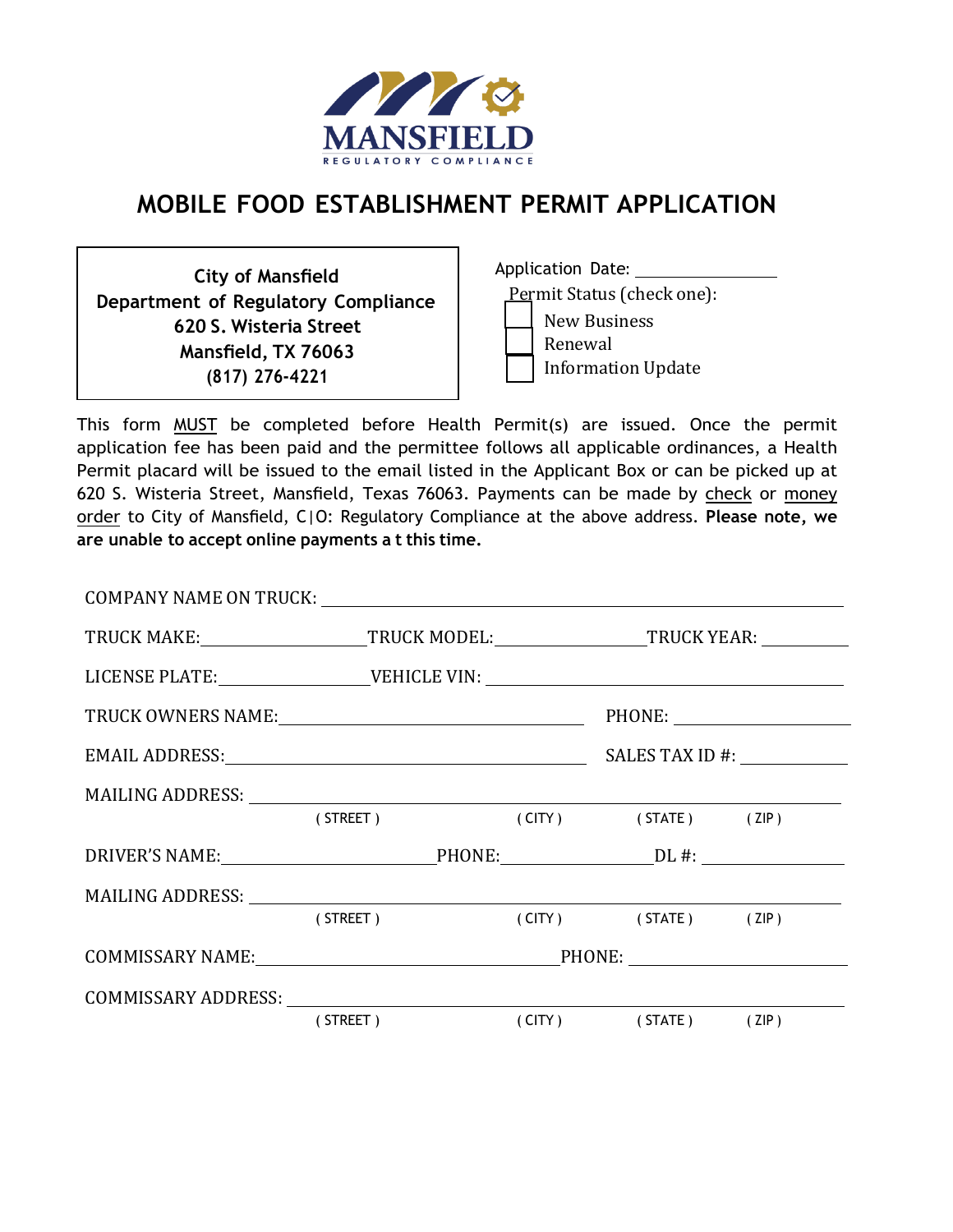MANSFIELD

REGULATORY COMPLIANCE

# MOBILE FOOD ESTABLISHMENT PERMIT APPLICATION

**City of Mansfield**
**Department of Regulatory Compliance**
**620 S. Wisteria Street**
**Mansfield, TX 76063**
**(817) 276-4221**

Application Date: ______________

Permit Status (check one):

- ☐ New Business
- ☐ Renewal
- ☐ Information Update

This form MUST be completed before Health Permit(s) are issued. Once the permit application fee has been paid and the permittee follows all applicable ordinances, a Health Permit placard will be issued to the email listed in the Applicant Box or can be picked up at 620 S. Wisteria Street, Mansfield, Texas 76063. Payments can be made by check or money order to City of Mansfield, C|O: Regulatory Compliance at the above address. **Please note, we are unable to accept online payments a t this time.**

COMPANY NAME ON TRUCK: ______________________________

TRUCK MAKE: ______________ TRUCK MODEL: ______________ TRUCK YEAR: __________

LICENSE PLATE: ______________ VEHICLE VIN: ______________________________

TRUCK OWNERS NAME: ______________________________ PHONE: ______________

EMAIL ADDRESS: ______________________________ SALES TAX ID #: ______________

MAILING ADDRESS: ______________________________
( STREET ) ( CITY ) ( STATE ) ( ZIP )

DRIVER'S NAME: ______________ PHONE: ______________ DL #: ______________

MAILING ADDRESS: ______________________________
( STREET ) ( CITY ) ( STATE ) ( ZIP )

COMMISSARY NAME: ______________________________ PHONE: ______________

COMMISSARY ADDRESS: ______________________________
( STREET ) ( CITY ) ( STATE ) ( ZIP )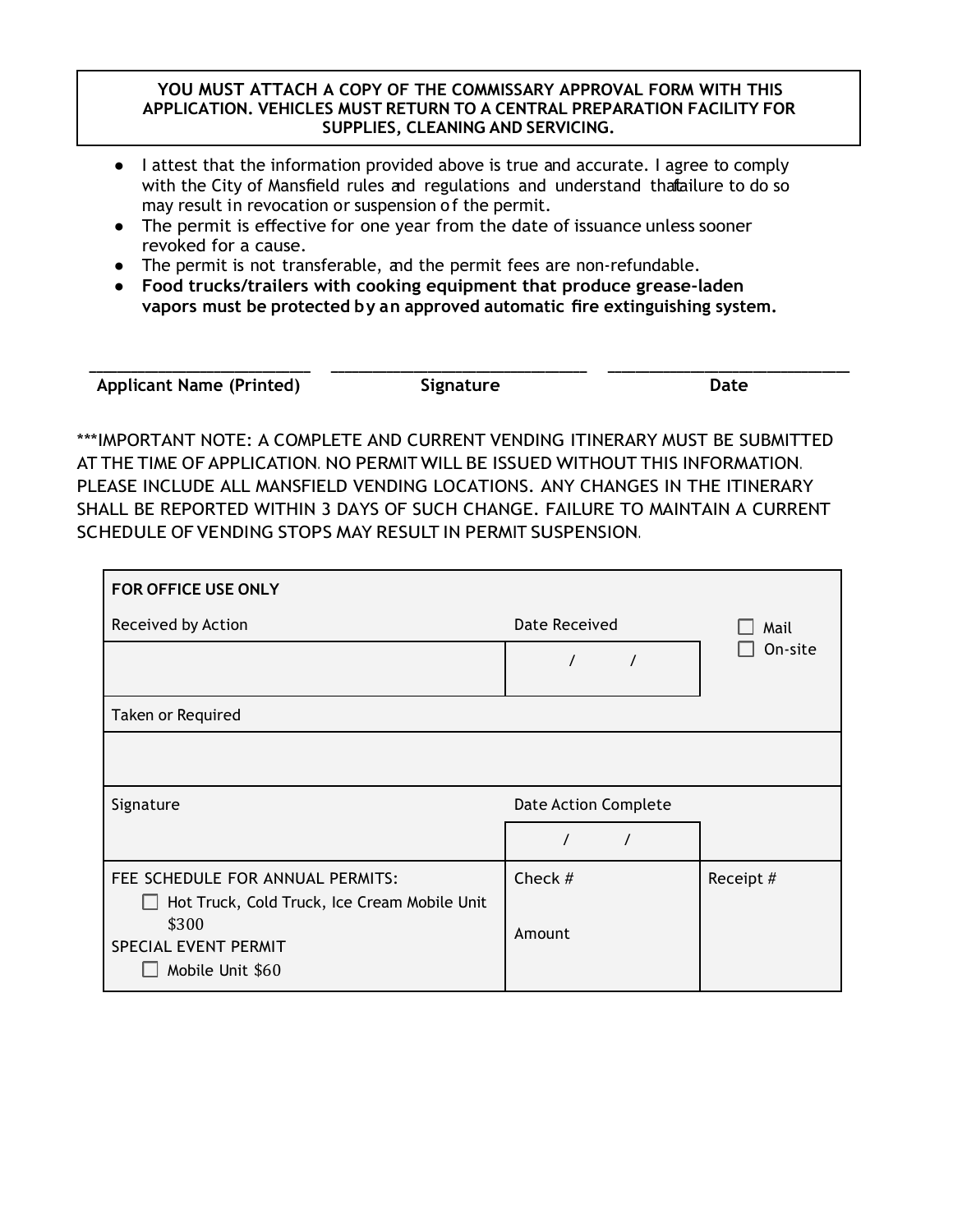**YOU MUST ATTACH A COPY OF THE COMMISSARY APPROVAL FORM WITH THIS APPLICATION. VEHICLES MUST RETURN TO A CENTRAL PREPARATION FACILITY FOR SUPPLIES, CLEANING AND SERVICING.**

- I attest that the information provided above is true and accurate. I agree to comply with the City of Mansfield rules and regulations and understand that failure to do so may result in revocation or suspension of the permit.
- The permit is effective for one year from the date of issuance unless sooner revoked for a cause.
- The permit is not transferable, and the permit fees are non-refundable.
- **Food trucks/trailers with cooking equipment that produce grease-laden vapors must be protected by an approved automatic fire extinguishing system.**

| Applicant Name (Printed) | Signature | Date |
|---|---|---|
| ________________________ | ____________________________ | __________________________ |

***IMPORTANT NOTE: A COMPLETE AND CURRENT VENDING ITINERARY MUST BE SUBMITTED AT THE TIME OF APPLICATION. NO PERMIT WILL BE ISSUED WITHOUT THIS INFORMATION. PLEASE INCLUDE ALL MANSFIELD VENDING LOCATIONS. ANY CHANGES IN THE ITINERARY SHALL BE REPORTED WITHIN 3 DAYS OF SUCH CHANGE. FAILURE TO MAINTAIN A CURRENT SCHEDULE OF VENDING STOPS MAY RESULT IN PERMIT SUSPENSION.

| **FOR OFFICE USE ONLY** | | |
|---|---|---|
| Received by Action | Date Received | ☐ Mail ☐ On-site |
| | / / | |
| Taken or Required | | |
| | | |
| Signature | Date Action Complete | |
| | / / | |
| FEE SCHEDULE FOR ANNUAL PERMITS: ☐ Hot Truck, Cold Truck, Ice Cream Mobile Unit $300 SPECIAL EVENT PERMIT ☐ Mobile Unit $60 | Check # Amount | Receipt # |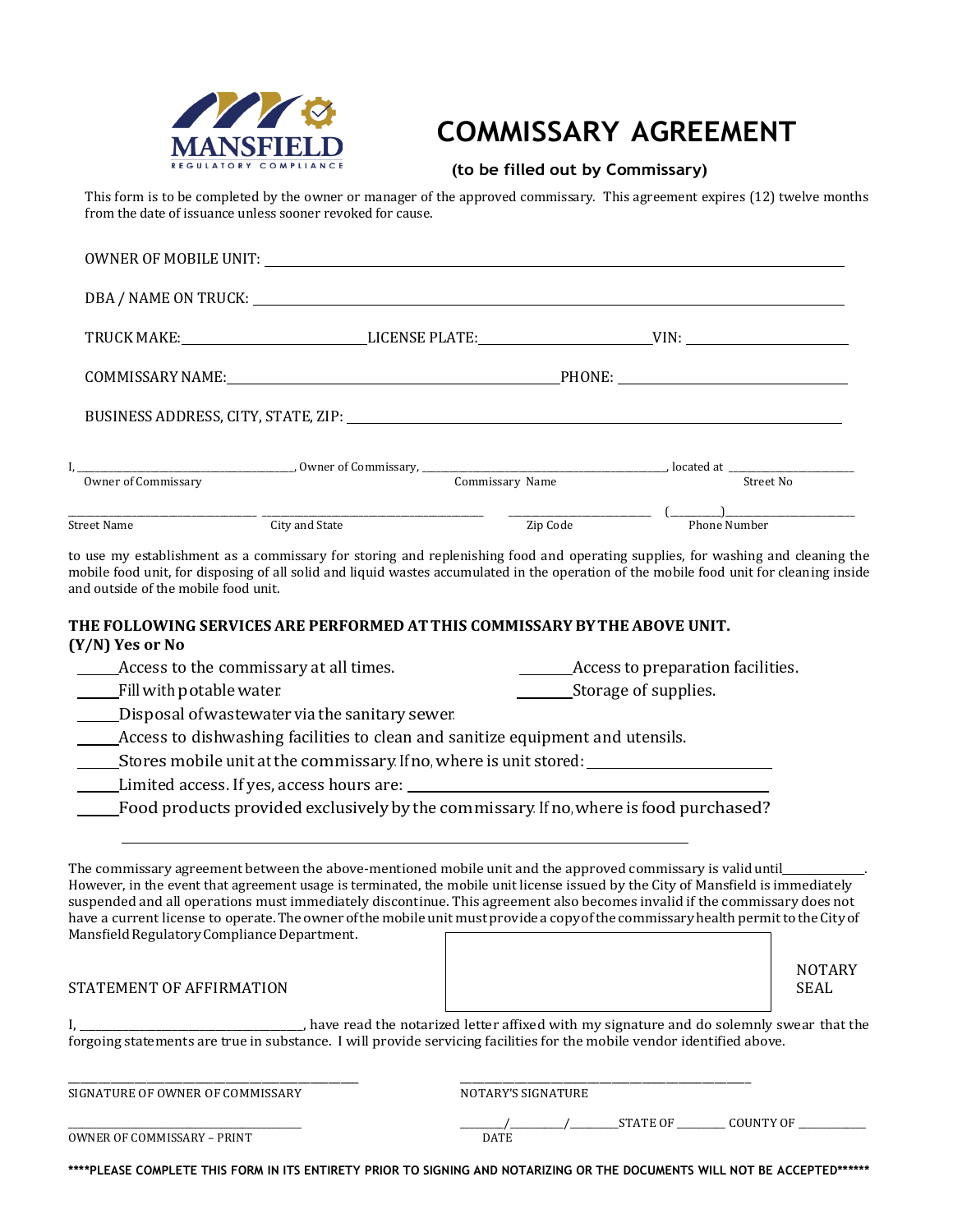MANSFIELD
REGULATORY COMPLIANCE

# COMMISSARY AGREEMENT

**(to be filled out by Commissary)**

This form is to be completed by the owner or manager of the approved commissary. This agreement expires (12) twelve months from the date of issuance unless sooner revoked for cause.

OWNER OF MOBILE UNIT: ____________________________________________

DBA / NAME ON TRUCK: ____________________________________________

TRUCK MAKE: ____________________ LICENSE PLATE: ____________________ VIN: ____________________

COMMISSARY NAME: ________________________________ PHONE: ____________________

BUSINESS ADDRESS, CITY, STATE, ZIP: ____________________________________________

I, ______________________, Owner of Commissary, ______________________, located at ______________________
Owner of Commissary — Commissary Name — Street No

______________________ ______________________ ______________________ (_______)______________________
Street Name — City and State — Zip Code — Phone Number

to use my establishment as a commissary for storing and replenishing food and operating supplies, for washing and cleaning the mobile food unit, for disposing of all solid and liquid wastes accumulated in the operation of the mobile food unit for cleaning inside and outside of the mobile food unit.

**THE FOLLOWING SERVICES ARE PERFORMED AT THIS COMMISSARY BY THE ABOVE UNIT.**
**(Y/N) Yes or No**

_____Access to the commissary at all times.
_____Access to preparation facilities.
_____Fill with potable water.
_____Storage of supplies.
_____Disposal of wastewater via the sanitary sewer.
_____Access to dishwashing facilities to clean and sanitize equipment and utensils.
_____Stores mobile unit at the commissary. If no, where is unit stored: ______________________
_____Limited access. If yes, access hours are: ______________________
_____Food products provided exclusively by the commissary. If no, where is food purchased?

______________________________________________

The commissary agreement between the above-mentioned mobile unit and the approved commissary is valid until__________. However, in the event that agreement usage is terminated, the mobile unit license issued by the City of Mansfield is immediately suspended and all operations must immediately discontinue. This agreement also becomes invalid if the commissary does not have a current license to operate. The owner of the mobile unit must provide a copy of the commissary health permit to the City of Mansfield Regulatory Compliance Department.

STATEMENT OF AFFIRMATION

NOTARY SEAL

I, ______________________, have read the notarized letter affixed with my signature and do solemnly swear that the forgoing statements are true in substance. I will provide servicing facilities for the mobile vendor identified above.

______________________________
SIGNATURE OF OWNER OF COMMISSARY

______________________________
NOTARY'S SIGNATURE

______________________________
OWNER OF COMMISSARY – PRINT

_______/_______/_______ STATE OF _______ COUNTY OF _______
DATE

**\*\*\*\*PLEASE COMPLETE THIS FORM IN ITS ENTIRETY PRIOR TO SIGNING AND NOTARIZING OR THE DOCUMENTS WILL NOT BE ACCEPTED\*\*\*\*\*\***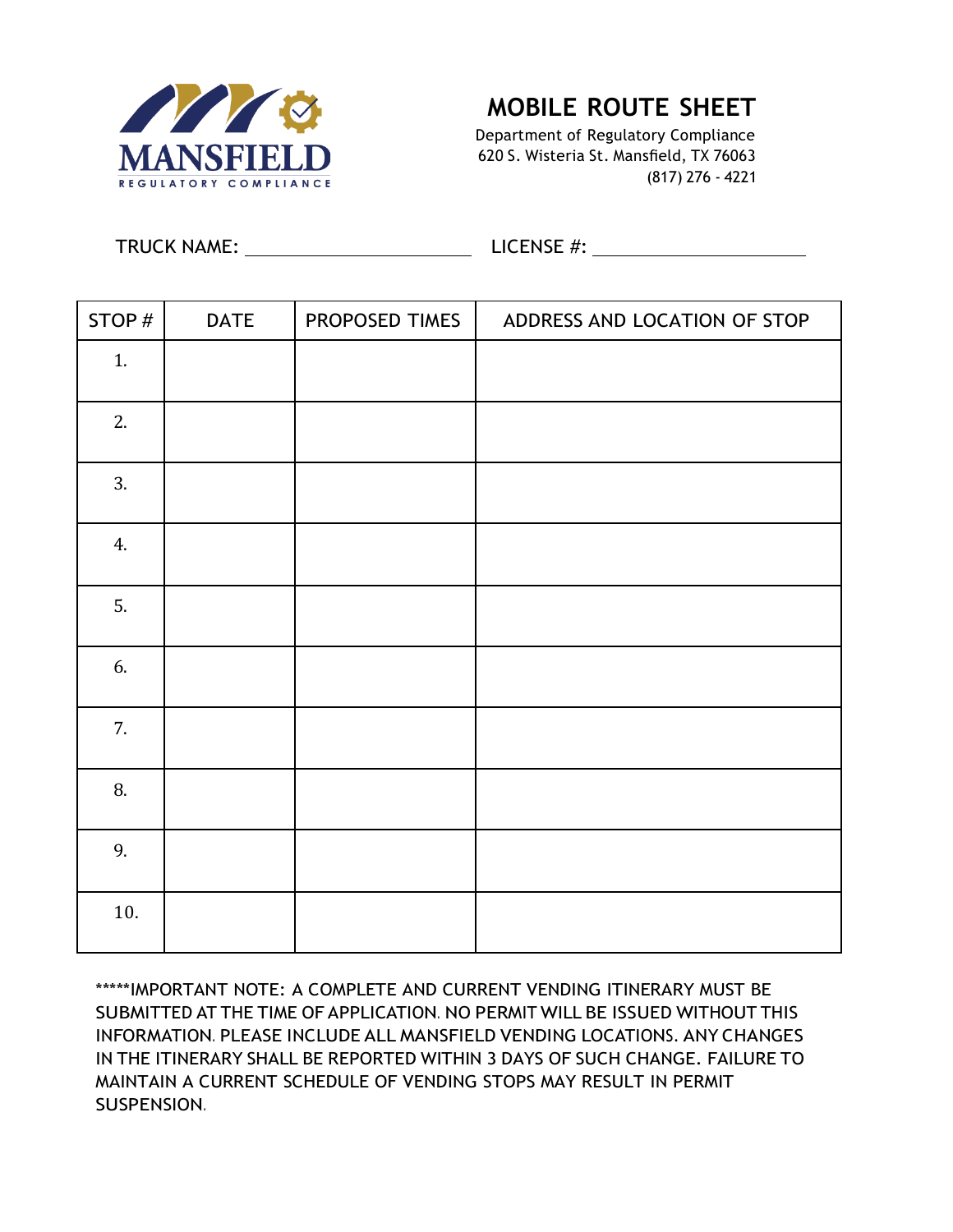MANSFIELD

REGULATORY COMPLIANCE

# MOBILE ROUTE SHEET

Department of Regulatory Compliance
620 S. Wisteria St. Mansfield, TX 76063
(817) 276 - 4221

TRUCK NAME: ______________________ LICENSE #: ______________________

| STOP # | DATE | PROPOSED TIMES | ADDRESS AND LOCATION OF STOP |
|---|---|---|---|
| 1. | | | |
| 2. | | | |
| 3. | | | |
| 4. | | | |
| 5. | | | |
| 6. | | | |
| 7. | | | |
| 8. | | | |
| 9. | | | |
| 10. | | | |

*****IMPORTANT NOTE: A COMPLETE AND CURRENT VENDING ITINERARY MUST BE SUBMITTED AT THE TIME OF APPLICATION. NO PERMIT WILL BE ISSUED WITHOUT THIS INFORMATION. PLEASE INCLUDE ALL MANSFIELD VENDING LOCATIONS. ANY CHANGES IN THE ITINERARY SHALL BE REPORTED WITHIN 3 DAYS OF SUCH CHANGE. FAILURE TO MAINTAIN A CURRENT SCHEDULE OF VENDING STOPS MAY RESULT IN PERMIT SUSPENSION.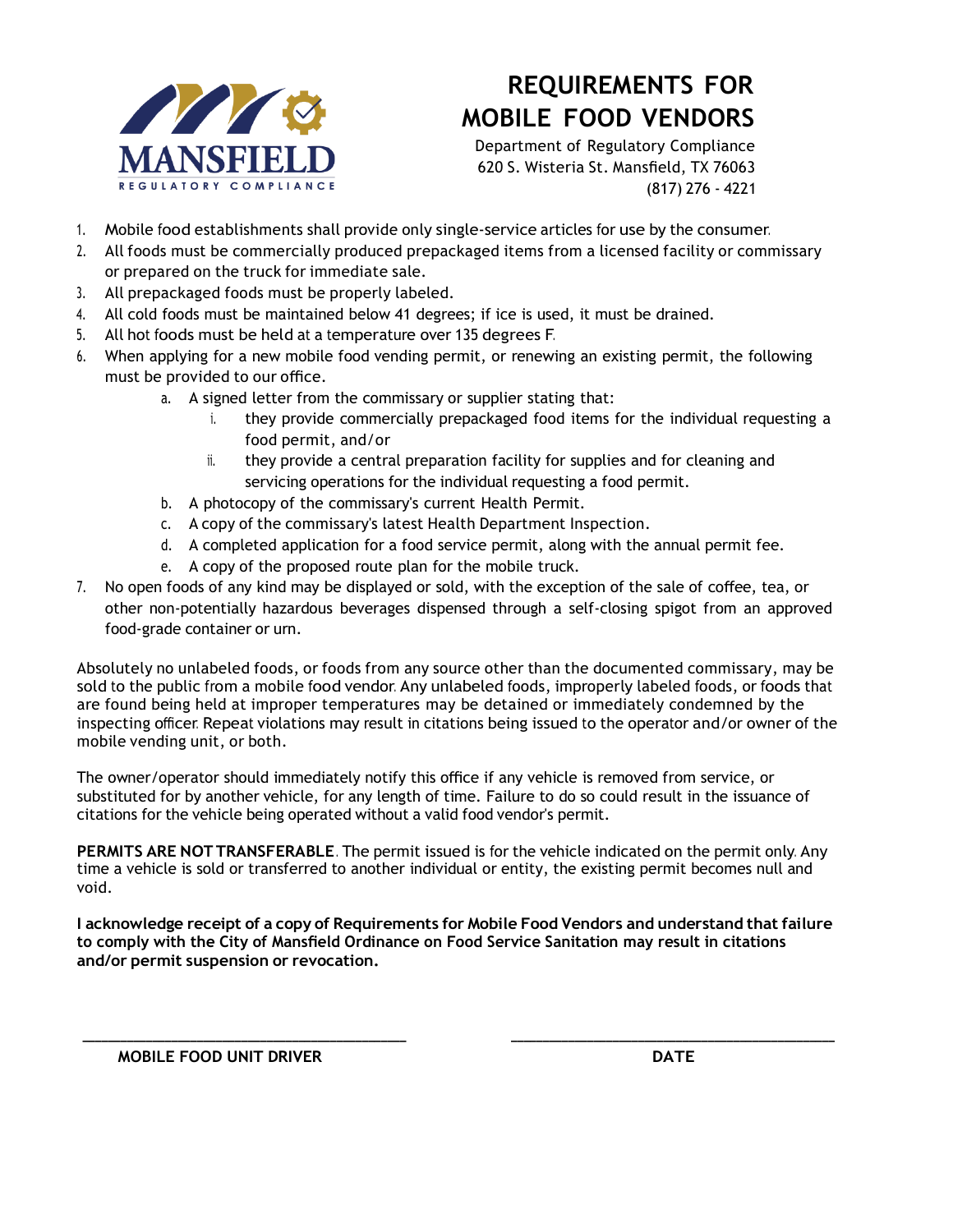MANSFIELD
REGULATORY COMPLIANCE

# REQUIREMENTS FOR MOBILE FOOD VENDORS

Department of Regulatory Compliance
620 S. Wisteria St. Mansfield, TX 76063
(817) 276 - 4221

1. Mobile food establishments shall provide only single-service articles for use by the consumer.
2. All foods must be commercially produced prepackaged items from a licensed facility or commissary or prepared on the truck for immediate sale.
3. All prepackaged foods must be properly labeled.
4. All cold foods must be maintained below 41 degrees; if ice is used, it must be drained.
5. All hot foods must be held at a temperature over 135 degrees F.
6. When applying for a new mobile food vending permit, or renewing an existing permit, the following must be provided to our office.
   a. A signed letter from the commissary or supplier stating that:
      i. they provide commercially prepackaged food items for the individual requesting a food permit, and/or
      ii. they provide a central preparation facility for supplies and for cleaning and servicing operations for the individual requesting a food permit.
   b. A photocopy of the commissary's current Health Permit.
   c. A copy of the commissary's latest Health Department Inspection.
   d. A completed application for a food service permit, along with the annual permit fee.
   e. A copy of the proposed route plan for the mobile truck.
7. No open foods of any kind may be displayed or sold, with the exception of the sale of coffee, tea, or other non-potentially hazardous beverages dispensed through a self-closing spigot from an approved food-grade container or urn.

Absolutely no unlabeled foods, or foods from any source other than the documented commissary, may be sold to the public from a mobile food vendor. Any unlabeled foods, improperly labeled foods, or foods that are found being held at improper temperatures may be detained or immediately condemned by the inspecting officer. Repeat violations may result in citations being issued to the operator and/or owner of the mobile vending unit, or both.

The owner/operator should immediately notify this office if any vehicle is removed from service, or substituted for by another vehicle, for any length of time. Failure to do so could result in the issuance of citations for the vehicle being operated without a valid food vendor's permit.

**PERMITS ARE NOT TRANSFERABLE**. The permit issued is for the vehicle indicated on the permit only. Any time a vehicle is sold or transferred to another individual or entity, the existing permit becomes null and void.

**I acknowledge receipt of a copy of Requirements for Mobile Food Vendors and understand that failure to comply with the City of Mansfield Ordinance on Food Service Sanitation may result in citations and/or permit suspension or revocation.**

_______________________________________ _______________________________________

**MOBILE FOOD UNIT DRIVER** **DATE**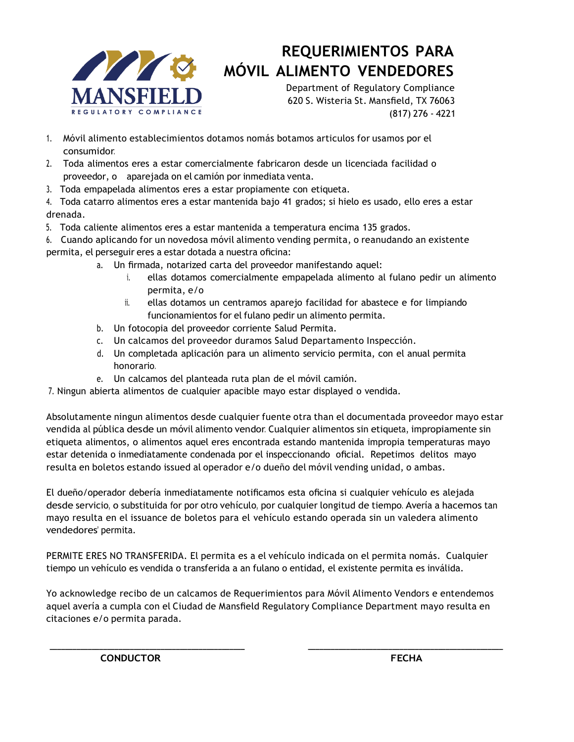MANSFIELD
REGULATORY COMPLIANCE

# REQUERIMIENTOS PARA MÓVIL ALIMENTO VENDEDORES

Department of Regulatory Compliance
620 S. Wisteria St. Mansfield, TX 76063
(817) 276 - 4221

1. Móvil alimento establecimientos dotamos nomás botamos articulos for usamos por el consumidor.
2. Toda alimentos eres a estar comercialmente fabricaron desde un licenciada facilidad o proveedor, o aparejada on el camión por inmediata venta.
3. Toda empapelada alimentos eres a estar propiamente con etiqueta.
4. Toda catarro alimentos eres a estar mantenida bajo 41 grados; si hielo es usado, ello eres a estar drenada.
5. Toda caliente alimentos eres a estar mantenida a temperatura encima 135 grados.
6. Cuando aplicando for un novedosa móvil alimento vending permita, o reanudando an existente permita, el perseguir eres a estar dotada a nuestra oficina:
   a. Un firmada, notarized carta del proveedor manifestando aquel:
      i. ellas dotamos comercialmente empapelada alimento al fulano pedir un alimento permita, e/o
      ii. ellas dotamos un centramos aparejo facilidad for abastece e for limpiando funcionamientos for el fulano pedir un alimento permita.
   b. Un fotocopia del proveedor corriente Salud Permita.
   c. Un calcamos del proveedor duramos Salud Departamento Inspección.
   d. Un completada aplicación para un alimento servicio permita, con el anual permita honorario.
   e. Un calcamos del planteada ruta plan de el móvil camión.
7. Ningun abierta alimentos de cualquier apacible mayo estar displayed o vendida.

Absolutamente ningun alimentos desde cualquier fuente otra than el documentada proveedor mayo estar vendida al pública desde un móvil alimento vendor. Cualquier alimentos sin etiqueta, impropiamente sin etiqueta alimentos, o alimentos aquel eres encontrada estando mantenida impropia temperaturas mayo estar detenida o inmediatamente condenada por el inspeccionando oficial. Repetimos delitos mayo resulta en boletos estando issued al operador e/o dueño del móvil vending unidad, o ambas.

El dueño/operador debería inmediatamente notificamos esta oficina si cualquier vehículo es alejada desde servicio, o substituida for por otro vehículo, por cualquier longitud de tiempo. Avería a hacemos tan mayo resulta en el issuance de boletos para el vehículo estando operada sin un valedera alimento vendedores' permita.

PERMITE ERES NO TRANSFERIDA. El permita es a el vehículo indicada on el permita nomás. Cualquier tiempo un vehículo es vendida o transferida a an fulano o entidad, el existente permita es inválida.

Yo acknowledge recibo de un calcamos de Requerimientos para Móvil Alimento Vendors e entendemos aquel avería a cumpla con el Ciudad de Mansfield Regulatory Compliance Department mayo resulta en citaciones e/o permita parada.

\_\_\_\_\_\_\_\_\_\_\_\_\_\_\_\_\_\_\_\_\_\_\_\_\_\_\_\_\_\_\_\_ \_\_\_\_\_\_\_\_\_\_\_\_\_\_\_\_\_\_\_\_\_\_\_\_\_\_\_\_\_\_\_\_

**CONDUCTOR** **FECHA**